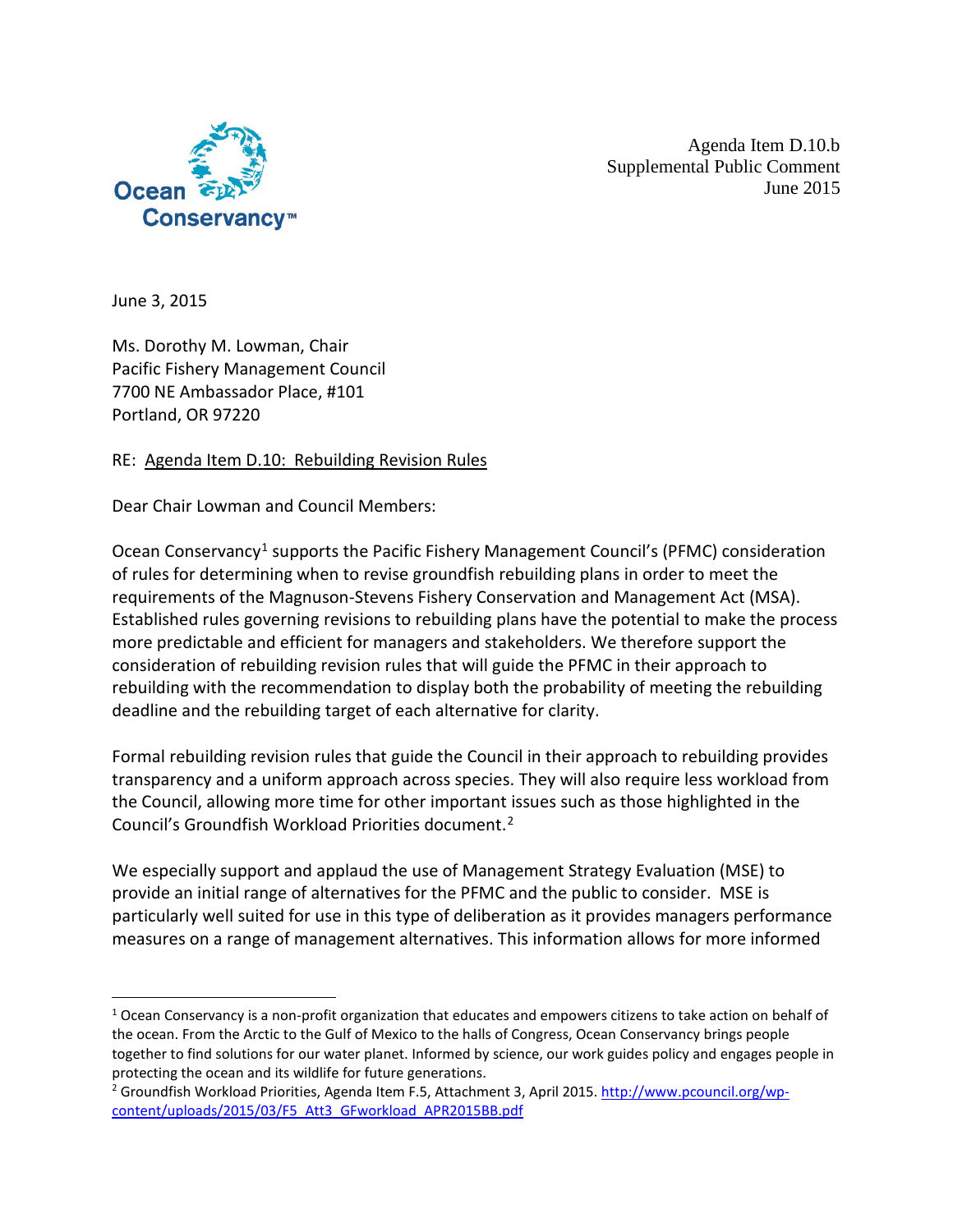Ocean Conservancy

Agenda Item D.10.b
Supplemental Public Comment
June 2015

June 3, 2015

Ms. Dorothy M. Lowman, Chair
Pacific Fishery Management Council
7700 NE Ambassador Place, #101
Portland, OR 97220

RE: Agenda Item D.10: Rebuilding Revision Rules

Dear Chair Lowman and Council Members:

Ocean Conservancy[1] supports the Pacific Fishery Management Council's (PFMC) consideration of rules for determining when to revise groundfish rebuilding plans in order to meet the requirements of the Magnuson-Stevens Fishery Conservation and Management Act (MSA). Established rules governing revisions to rebuilding plans have the potential to make the process more predictable and efficient for managers and stakeholders. We therefore support the consideration of rebuilding revision rules that will guide the PFMC in their approach to rebuilding with the recommendation to display both the probability of meeting the rebuilding deadline and the rebuilding target of each alternative for clarity.

Formal rebuilding revision rules that guide the Council in their approach to rebuilding provides transparency and a uniform approach across species. They will also require less workload from the Council, allowing more time for other important issues such as those highlighted in the Council's Groundfish Workload Priorities document.[2]

We especially support and applaud the use of Management Strategy Evaluation (MSE) to provide an initial range of alternatives for the PFMC and the public to consider. MSE is particularly well suited for use in this type of deliberation as it provides managers performance measures on a range of management alternatives. This information allows for more informed

---

[1] Ocean Conservancy is a non-profit organization that educates and empowers citizens to take action on behalf of the ocean. From the Arctic to the Gulf of Mexico to the halls of Congress, Ocean Conservancy brings people together to find solutions for our water planet. Informed by science, our work guides policy and engages people in protecting the ocean and its wildlife for future generations.

[2] Groundfish Workload Priorities, Agenda Item F.5, Attachment 3, April 2015. http://www.pcouncil.org/wp-content/uploads/2015/03/F5_Att3_GFworkload_APR2015BB.pdf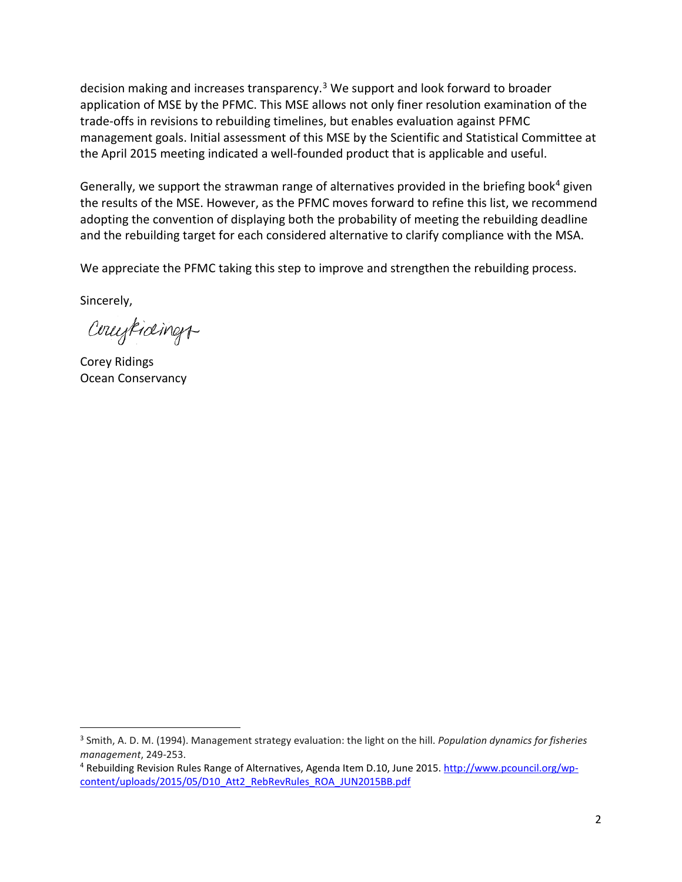decision making and increases transparency.[3] We support and look forward to broader application of MSE by the PFMC. This MSE allows not only finer resolution examination of the trade-offs in revisions to rebuilding timelines, but enables evaluation against PFMC management goals. Initial assessment of this MSE by the Scientific and Statistical Committee at the April 2015 meeting indicated a well-founded product that is applicable and useful.

Generally, we support the strawman range of alternatives provided in the briefing book[4] given the results of the MSE. However, as the PFMC moves forward to refine this list, we recommend adopting the convention of displaying both the probability of meeting the rebuilding deadline and the rebuilding target for each considered alternative to clarify compliance with the MSA.

We appreciate the PFMC taking this step to improve and strengthen the rebuilding process.

Sincerely,

Corey Ridings

Corey Ridings
Ocean Conservancy

---

[3] Smith, A. D. M. (1994). Management strategy evaluation: the light on the hill. *Population dynamics for fisheries management*, 249-253.

[4] Rebuilding Revision Rules Range of Alternatives, Agenda Item D.10, June 2015. http://www.pcouncil.org/wp-content/uploads/2015/05/D10_Att2_RebRevRules_ROA_JUN2015BB.pdf